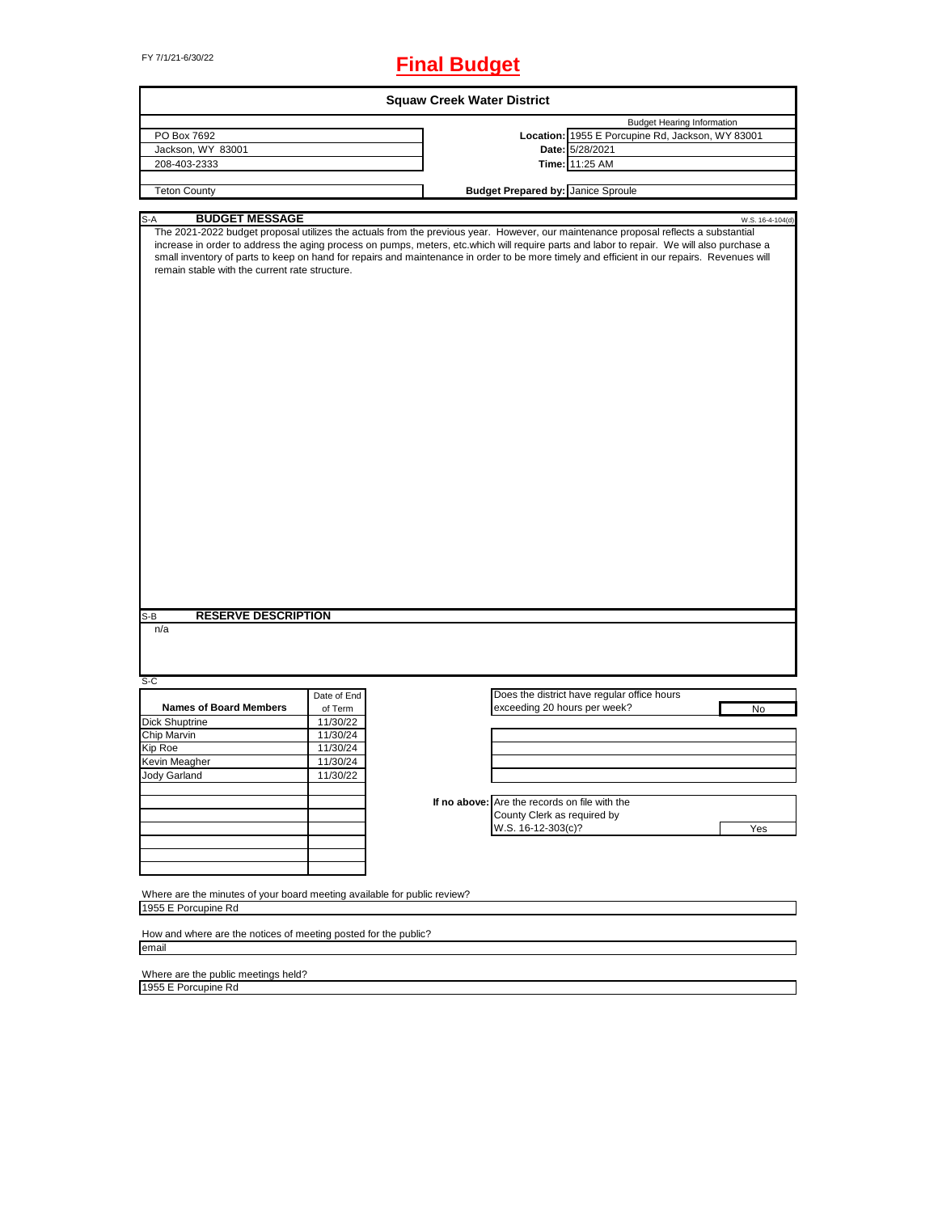FY 7/1/21-6/30/22

# Final Budget

## Squaw Creek Water District

| | | Budget Hearing Information |
|---|---|---|
| PO Box 7692 | **Location:** | 1955 E Porcupine Rd, Jackson, WY 83001 |
| Jackson, WY 83001 | **Date:** | 5/28/2021 |
| 208-403-2333 | **Time:** | 11:25 AM |
| Teton County | **Budget Prepared by:** | Janice Sproule |

### S-A BUDGET MESSAGE

W.S. 16-4-104(d)

The 2021-2022 budget proposal utilizes the actuals from the previous year. However, our maintenance proposal reflects a substantial increase in order to address the aging process on pumps, meters, etc.which will require parts and labor to repair. We will also purchase a small inventory of parts to keep on hand for repairs and maintenance in order to be more timely and efficient in our repairs. Revenues will remain stable with the current rate structure.

### S-B RESERVE DESCRIPTION

n/a

### S-C

| Names of Board Members | Date of End of Term |
|---|---|
| Dick Shuptrine | 11/30/22 |
| Chip Marvin | 11/30/24 |
| Kip Roe | 11/30/24 |
| Kevin Meagher | 11/30/24 |
| Jody Garland | 11/30/22 |

Does the district have regular office hours exceeding 20 hours per week? **No**

If no above: Are the records on file with the County Clerk as required by W.S. 16-12-303(c)? **Yes**

Where are the minutes of your board meeting available for public review?
1955 E Porcupine Rd

How and where are the notices of meeting posted for the public?
email

Where are the public meetings held?
1955 E Porcupine Rd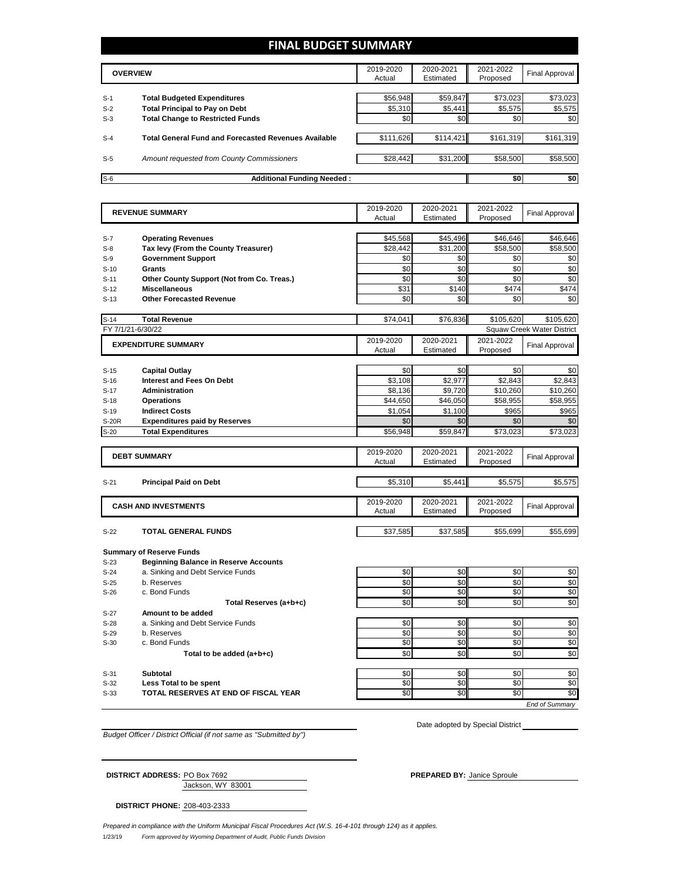# FINAL BUDGET SUMMARY

| | OVERVIEW | 2019-2020 Actual | 2020-2021 Estimated | 2021-2022 Proposed | Final Approval |
|---|---|---|---|---|---|
| S-1 | **Total Budgeted Expenditures** | $56,948 | $59,847 | $73,023 | $73,023 |
| S-2 | **Total Principal to Pay on Debt** | $5,310 | $5,441 | $5,575 | $5,575 |
| S-3 | **Total Change to Restricted Funds** | $0 | $0 | $0 | $0 |
| S-4 | **Total General Fund and Forecasted Revenues Available** | $111,626 | $114,421 | $161,319 | $161,319 |
| S-5 | *Amount requested from County Commissioners* | $28,442 | $31,200 | $58,500 | $58,500 |
| S-6 | **Additional Funding Needed :** | | | $0 | $0 |

| | REVENUE SUMMARY | 2019-2020 Actual | 2020-2021 Estimated | 2021-2022 Proposed | Final Approval |
|---|---|---|---|---|---|
| S-7 | **Operating Revenues** | $45,568 | $45,496 | $46,646 | $46,646 |
| S-8 | **Tax levy (From the County Treasurer)** | $28,442 | $31,200 | $58,500 | $58,500 |
| S-9 | **Government Support** | $0 | $0 | $0 | $0 |
| S-10 | **Grants** | $0 | $0 | $0 | $0 |
| S-11 | **Other County Support (Not from Co. Treas.)** | $0 | $0 | $0 | $0 |
| S-12 | **Miscellaneous** | $31 | $140 | $474 | $474 |
| S-13 | **Other Forecasted Revenue** | $0 | $0 | $0 | $0 |
| S-14 | **Total Revenue** | $74,041 | $76,836 | $105,620 | $105,620 |

FY 7/1/21-6/30/22 — Squaw Creek Water District

| | EXPENDITURE SUMMARY | 2019-2020 Actual | 2020-2021 Estimated | 2021-2022 Proposed | Final Approval |
|---|---|---|---|---|---|
| S-15 | **Capital Outlay** | $0 | $0 | $0 | $0 |
| S-16 | **Interest and Fees On Debt** | $3,108 | $2,977 | $2,843 | $2,843 |
| S-17 | **Administration** | $8,136 | $9,720 | $10,260 | $10,260 |
| S-18 | **Operations** | $44,650 | $46,050 | $58,955 | $58,955 |
| S-19 | **Indirect Costs** | $1,054 | $1,100 | $965 | $965 |
| S-20R | **Expenditures paid by Reserves** | $0 | $0 | $0 | $0 |
| S-20 | **Total Expenditures** | $56,948 | $59,847 | $73,023 | $73,023 |

| | DEBT SUMMARY | 2019-2020 Actual | 2020-2021 Estimated | 2021-2022 Proposed | Final Approval |
|---|---|---|---|---|---|
| S-21 | **Principal Paid on Debt** | $5,310 | $5,441 | $5,575 | $5,575 |

| | CASH AND INVESTMENTS | 2019-2020 Actual | 2020-2021 Estimated | 2021-2022 Proposed | Final Approval |
|---|---|---|---|---|---|
| S-22 | **TOTAL GENERAL FUNDS** | $37,585 | $37,585 | $55,699 | $55,699 |

**Summary of Reserve Funds**

| | | 2019-2020 Actual | 2020-2021 Estimated | 2021-2022 Proposed | Final Approval |
|---|---|---|---|---|---|
| S-23 | **Beginning Balance in Reserve Accounts** | | | | |
| S-24 | a. Sinking and Debt Service Funds | $0 | $0 | $0 | $0 |
| S-25 | b. Reserves | $0 | $0 | $0 | $0 |
| S-26 | c. Bond Funds | $0 | $0 | $0 | $0 |
| | **Total Reserves (a+b+c)** | $0 | $0 | $0 | $0 |
| S-27 | **Amount to be added** | | | | |
| S-28 | a. Sinking and Debt Service Funds | $0 | $0 | $0 | $0 |
| S-29 | b. Reserves | $0 | $0 | $0 | $0 |
| S-30 | c. Bond Funds | $0 | $0 | $0 | $0 |
| | **Total to be added (a+b+c)** | $0 | $0 | $0 | $0 |
| S-31 | **Subtotal** | $0 | $0 | $0 | $0 |
| S-32 | **Less Total to be spent** | $0 | $0 | $0 | $0 |
| S-33 | **TOTAL RESERVES AT END OF FISCAL YEAR** | $0 | $0 | $0 | $0 |

*End of Summary*

*Budget Officer / District Official (if not same as "Submitted by")*

Date adopted by Special District ____________

**DISTRICT ADDRESS:** PO Box 7692
Jackson, WY 83001

**PREPARED BY:** Janice Sproule

**DISTRICT PHONE:** 208-403-2333

*Prepared in compliance with the Uniform Municipal Fiscal Procedures Act (W.S. 16-4-101 through 124) as it applies.*

1/23/19 *Form approved by Wyoming Department of Audit, Public Funds Division*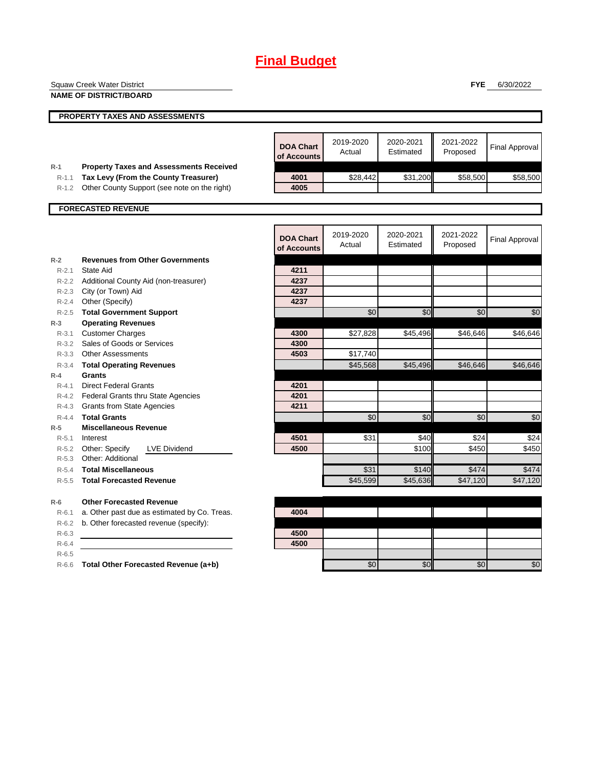# Final Budget

Squaw Creek Water District

**NAME OF DISTRICT/BOARD**

**FYE** 6/30/2022

## PROPERTY TAXES AND ASSESSMENTS

| | | DOA Chart of Accounts | 2019-2020 Actual | 2020-2021 Estimated | 2021-2022 Proposed | Final Approval |
|---|---|---|---|---|---|---|
| R-1 | **Property Taxes and Assessments Received** | | | | | |
| R-1.1 | **Tax Levy (From the County Treasurer)** | 4001 | $28,442 | $31,200 | $58,500 | $58,500 |
| R-1.2 | Other County Support (see note on the right) | 4005 | | | | |

## FORECASTED REVENUE

| | | DOA Chart of Accounts | 2019-2020 Actual | 2020-2021 Estimated | 2021-2022 Proposed | Final Approval |
|---|---|---|---|---|---|---|
| R-2 | **Revenues from Other Governments** | | | | | |
| R-2.1 | State Aid | 4211 | | | | |
| R-2.2 | Additional County Aid (non-treasurer) | 4237 | | | | |
| R-2.3 | City (or Town) Aid | 4237 | | | | |
| R-2.4 | Other (Specify) | 4237 | | | | |
| R-2.5 | **Total Government Support** | | $0 | $0 | $0 | $0 |
| R-3 | **Operating Revenues** | | | | | |
| R-3.1 | Customer Charges | 4300 | $27,828 | $45,496 | $46,646 | $46,646 |
| R-3.2 | Sales of Goods or Services | 4300 | | | | |
| R-3.3 | Other Assessments | 4503 | $17,740 | | | |
| R-3.4 | **Total Operating Revenues** | | $45,568 | $45,496 | $46,646 | $46,646 |
| R-4 | **Grants** | | | | | |
| R-4.1 | Direct Federal Grants | 4201 | | | | |
| R-4.2 | Federal Grants thru State Agencies | 4201 | | | | |
| R-4.3 | Grants from State Agencies | 4211 | | | | |
| R-4.4 | **Total Grants** | | $0 | $0 | $0 | $0 |
| R-5 | **Miscellaneous Revenue** | | | | | |
| R-5.1 | Interest | 4501 | $31 | $40 | $24 | $24 |
| R-5.2 | Other: Specify LVE Dividend | 4500 | | $100 | $450 | $450 |
| R-5.3 | Other: Additional | | | | | |
| R-5.4 | **Total Miscellaneous** | | $31 | $140 | $474 | $474 |
| R-5.5 | **Total Forecasted Revenue** | | $45,599 | $45,636 | $47,120 | $47,120 |
| R-6 | **Other Forecasted Revenue** | | | | | |
| R-6.1 | a. Other past due as estimated by Co. Treas. | 4004 | | | | |
| R-6.2 | b. Other forecasted revenue (specify): | | | | | |
| R-6.3 | | 4500 | | | | |
| R-6.4 | | 4500 | | | | |
| R-6.5 | | | | | | |
| R-6.6 | **Total Other Forecasted Revenue (a+b)** | | $0 | $0 | $0 | $0 |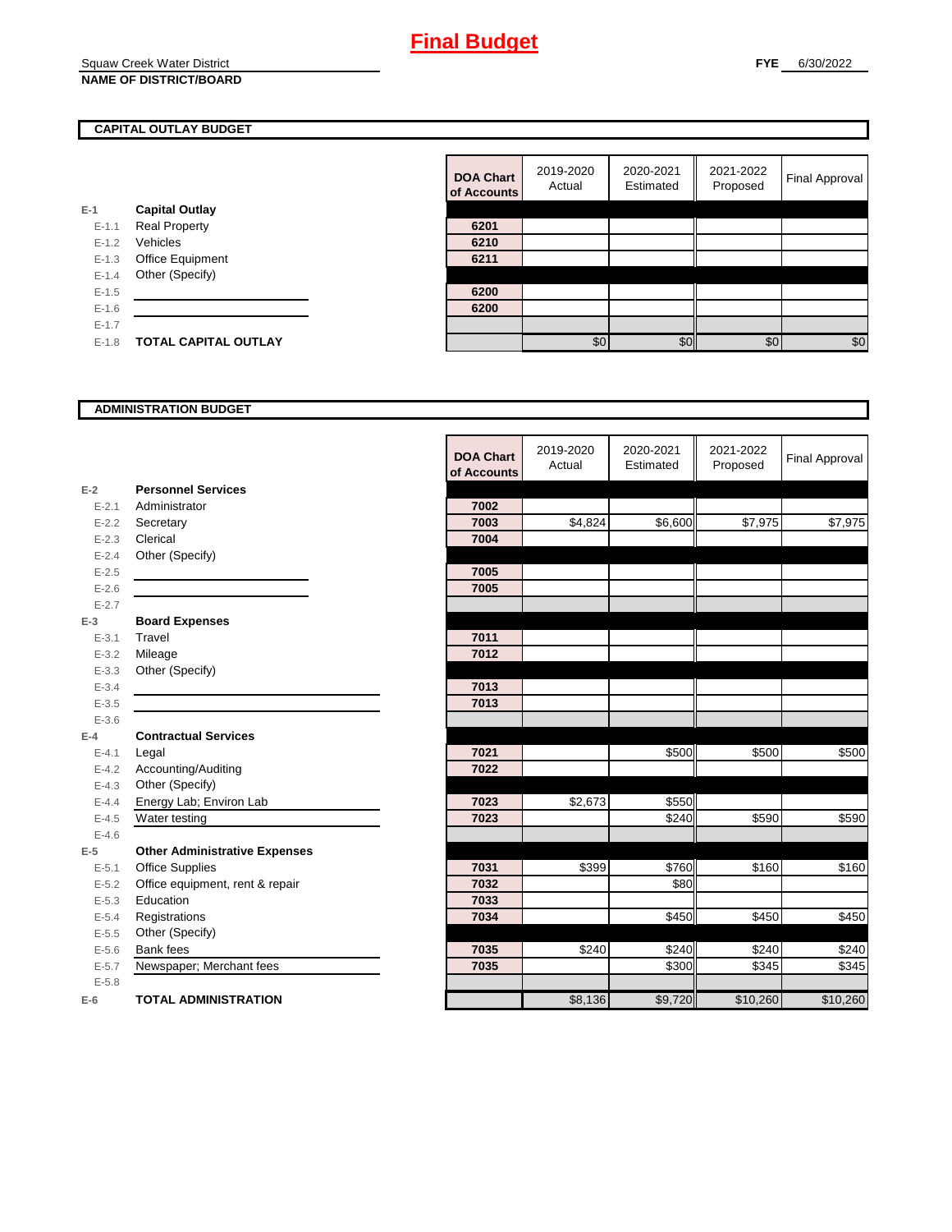# Final Budget

Squaw Creek Water District
**NAME OF DISTRICT/BOARD**

**FYE** 6/30/2022

## CAPITAL OUTLAY BUDGET

| | | DOA Chart of Accounts | 2019-2020 Actual | 2020-2021 Estimated | 2021-2022 Proposed | Final Approval |
|---|---|---|---|---|---|---|
| E-1 | **Capital Outlay** | | | | | |
| E-1.1 | Real Property | 6201 | | | | |
| E-1.2 | Vehicles | 6210 | | | | |
| E-1.3 | Office Equipment | 6211 | | | | |
| E-1.4 | Other (Specify) | | | | | |
| E-1.5 | | 6200 | | | | |
| E-1.6 | | 6200 | | | | |
| E-1.7 | | | | | | |
| E-1.8 | **TOTAL CAPITAL OUTLAY** | | $0 | $0 | $0 | $0 |

## ADMINISTRATION BUDGET

| | | DOA Chart of Accounts | 2019-2020 Actual | 2020-2021 Estimated | 2021-2022 Proposed | Final Approval |
|---|---|---|---|---|---|---|
| E-2 | **Personnel Services** | | | | | |
| E-2.1 | Administrator | 7002 | | | | |
| E-2.2 | Secretary | 7003 | $4,824 | $6,600 | $7,975 | $7,975 |
| E-2.3 | Clerical | 7004 | | | | |
| E-2.4 | Other (Specify) | | | | | |
| E-2.5 | | 7005 | | | | |
| E-2.6 | | 7005 | | | | |
| E-2.7 | | | | | | |
| E-3 | **Board Expenses** | | | | | |
| E-3.1 | Travel | 7011 | | | | |
| E-3.2 | Mileage | 7012 | | | | |
| E-3.3 | Other (Specify) | | | | | |
| E-3.4 | | 7013 | | | | |
| E-3.5 | | 7013 | | | | |
| E-3.6 | | | | | | |
| E-4 | **Contractual Services** | | | | | |
| E-4.1 | Legal | 7021 | | $500 | $500 | $500 |
| E-4.2 | Accounting/Auditing | 7022 | | | | |
| E-4.3 | Other (Specify) | | | | | |
| E-4.4 | Energy Lab; Environ Lab | 7023 | $2,673 | $550 | | |
| E-4.5 | Water testing | 7023 | | $240 | $590 | $590 |
| E-4.6 | | | | | | |
| E-5 | **Other Administrative Expenses** | | | | | |
| E-5.1 | Office Supplies | 7031 | $399 | $760 | $160 | $160 |
| E-5.2 | Office equipment, rent & repair | 7032 | | $80 | | |
| E-5.3 | Education | 7033 | | | | |
| E-5.4 | Registrations | 7034 | | $450 | $450 | $450 |
| E-5.5 | Other (Specify) | | | | | |
| E-5.6 | Bank fees | 7035 | $240 | $240 | $240 | $240 |
| E-5.7 | Newspaper; Merchant fees | 7035 | | $300 | $345 | $345 |
| E-5.8 | | | | | | |
| E-6 | **TOTAL ADMINISTRATION** | | $8,136 | $9,720 | $10,260 | $10,260 |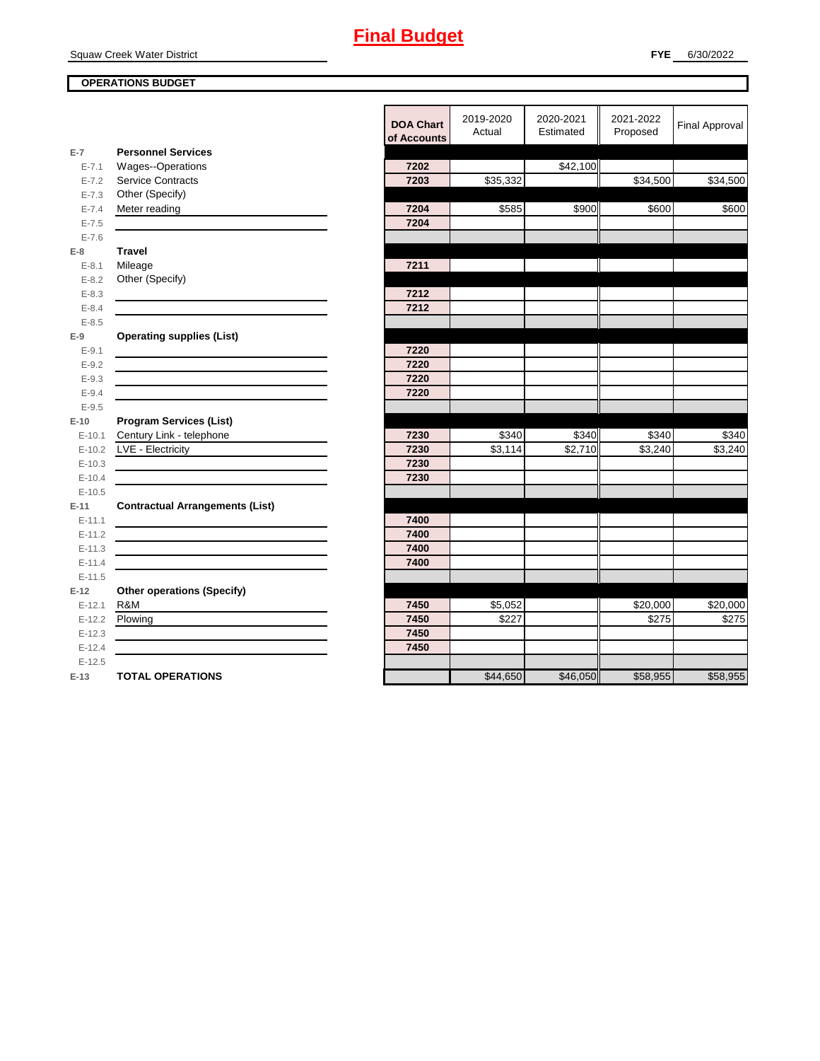# Final Budget

Squaw Creek Water District

**FYE** 6/30/2022

**OPERATIONS BUDGET**

| | | DOA Chart of Accounts | 2019-2020 Actual | 2020-2021 Estimated | 2021-2022 Proposed | Final Approval |
|---|---|---|---|---|---|---|
| **E-7** | **Personnel Services** | | | | | |
| E-7.1 | Wages--Operations | 7202 | | $42,100 | | |
| E-7.2 | Service Contracts | 7203 | $35,332 | | $34,500 | $34,500 |
| E-7.3 | Other (Specify) | | | | | |
| E-7.4 | Meter reading | 7204 | $585 | $900 | $600 | $600 |
| E-7.5 | | 7204 | | | | |
| E-7.6 | | | | | | |
| **E-8** | **Travel** | | | | | |
| E-8.1 | Mileage | 7211 | | | | |
| E-8.2 | Other (Specify) | | | | | |
| E-8.3 | | 7212 | | | | |
| E-8.4 | | 7212 | | | | |
| E-8.5 | | | | | | |
| **E-9** | **Operating supplies (List)** | | | | | |
| E-9.1 | | 7220 | | | | |
| E-9.2 | | 7220 | | | | |
| E-9.3 | | 7220 | | | | |
| E-9.4 | | 7220 | | | | |
| E-9.5 | | | | | | |
| **E-10** | **Program Services (List)** | | | | | |
| E-10.1 | Century Link - telephone | 7230 | $340 | $340 | $340 | $340 |
| E-10.2 | LVE - Electricity | 7230 | $3,114 | $2,710 | $3,240 | $3,240 |
| E-10.3 | | 7230 | | | | |
| E-10.4 | | 7230 | | | | |
| E-10.5 | | | | | | |
| **E-11** | **Contractual Arrangements (List)** | | | | | |
| E-11.1 | | 7400 | | | | |
| E-11.2 | | 7400 | | | | |
| E-11.3 | | 7400 | | | | |
| E-11.4 | | 7400 | | | | |
| E-11.5 | | | | | | |
| **E-12** | **Other operations (Specify)** | | | | | |
| E-12.1 | R&M | 7450 | $5,052 | | $20,000 | $20,000 |
| E-12.2 | Plowing | 7450 | $227 | | $275 | $275 |
| E-12.3 | | 7450 | | | | |
| E-12.4 | | 7450 | | | | |
| E-12.5 | | | | | | |
| **E-13** | **TOTAL OPERATIONS** | | $44,650 | $46,050 | $58,955 | $58,955 |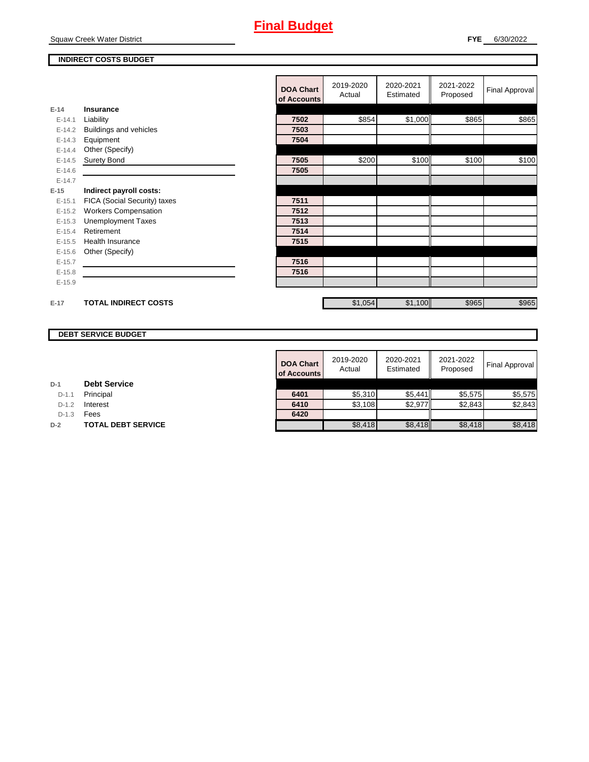# Final Budget

Squaw Creek Water District

**FYE** 6/30/2022

**INDIRECT COSTS BUDGET**

| | | DOA Chart of Accounts | 2019-2020 Actual | 2020-2021 Estimated | 2021-2022 Proposed | Final Approval |
|---|---|---|---|---|---|---|
| E-14 | **Insurance** | | | | | |
| E-14.1 | Liability | 7502 | $854 | $1,000 | $865 | $865 |
| E-14.2 | Buildings and vehicles | 7503 | | | | |
| E-14.3 | Equipment | 7504 | | | | |
| E-14.4 | Other (Specify) | | | | | |
| E-14.5 | Surety Bond | 7505 | $200 | $100 | $100 | $100 |
| E-14.6 | | 7505 | | | | |
| E-14.7 | | | | | | |
| E-15 | **Indirect payroll costs:** | | | | | |
| E-15.1 | FICA (Social Security) taxes | 7511 | | | | |
| E-15.2 | Workers Compensation | 7512 | | | | |
| E-15.3 | Unemployment Taxes | 7513 | | | | |
| E-15.4 | Retirement | 7514 | | | | |
| E-15.5 | Health Insurance | 7515 | | | | |
| E-15.6 | Other (Specify) | | | | | |
| E-15.7 | | 7516 | | | | |
| E-15.8 | | 7516 | | | | |
| E-15.9 | | | | | | |
| E-17 | **TOTAL INDIRECT COSTS** | | $1,054 | $1,100 | $965 | $965 |

**DEBT SERVICE BUDGET**

| | | DOA Chart of Accounts | 2019-2020 Actual | 2020-2021 Estimated | 2021-2022 Proposed | Final Approval |
|---|---|---|---|---|---|---|
| D-1 | **Debt Service** | | | | | |
| D-1.1 | Principal | 6401 | $5,310 | $5,441 | $5,575 | $5,575 |
| D-1.2 | Interest | 6410 | $3,108 | $2,977 | $2,843 | $2,843 |
| D-1.3 | Fees | 6420 | | | | |
| D-2 | **TOTAL DEBT SERVICE** | | $8,418 | $8,418 | $8,418 | $8,418 |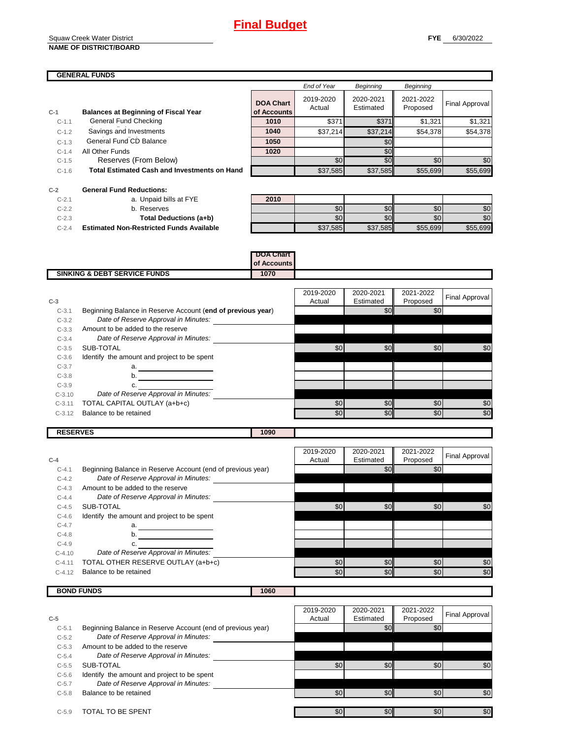# Final Budget

Squaw Creek Water District
**NAME OF DISTRICT/BOARD**

**FYE** 6/30/2022

## GENERAL FUNDS

| | | DOA Chart of Accounts | End of Year 2019-2020 Actual | Beginning 2020-2021 Estimated | Beginning 2021-2022 Proposed | Final Approval |
|---|---|---|---|---|---|---|
| **C-1** | **Balances at Beginning of Fiscal Year** | | | | | |
| C-1.1 | General Fund Checking | **1010** | $371 | $371 | $1,321 | $1,321 |
| C-1.2 | Savings and Investments | **1040** | $37,214 | $37,214 | $54,378 | $54,378 |
| C-1.3 | General Fund CD Balance | **1050** | | $0 | | |
| C-1.4 | All Other Funds | **1020** | | $0 | | |
| C-1.5 | Reserves (From Below) | | $0 | $0 | $0 | $0 |
| C-1.6 | **Total Estimated Cash and Investments on Hand** | | $37,585 | $37,585 | $55,699 | $55,699 |
| **C-2** | **General Fund Reductions:** | | | | | |
| C-2.1 | a. Unpaid bills at FYE | **2010** | | | | |
| C-2.2 | b. Reserves | | $0 | $0 | $0 | $0 |
| C-2.3 | **Total Deductions (a+b)** | | $0 | $0 | $0 | $0 |
| C-2.4 | **Estimated Non-Restricted Funds Available** | | $37,585 | $37,585 | $55,699 | $55,699 |

## SINKING & DEBT SERVICE FUNDS (DOA Chart of Accounts 1070)

| **C-3** | | 2019-2020 Actual | 2020-2021 Estimated | 2021-2022 Proposed | Final Approval |
|---|---|---|---|---|---|
| C-3.1 | Beginning Balance in Reserve Account (**end of previous year**) | | $0 | $0 | |
| C-3.2 | *Date of Reserve Approval in Minutes:* | | | | |
| C-3.3 | Amount to be added to the reserve | | | | |
| C-3.4 | *Date of Reserve Approval in Minutes:* | | | | |
| C-3.5 | SUB-TOTAL | $0 | $0 | $0 | $0 |
| C-3.6 | Identify the amount and project to be spent | | | | |
| C-3.7 | a. | | | | |
| C-3.8 | b. | | | | |
| C-3.9 | c. | | | | |
| C-3.10 | *Date of Reserve Approval in Minutes:* | | | | |
| C-3.11 | TOTAL CAPITAL OUTLAY (a+b+c) | $0 | $0 | $0 | $0 |
| C-3.12 | Balance to be retained | $0 | $0 | $0 | $0 |

## RESERVES (1090)

| **C-4** | | 2019-2020 Actual | 2020-2021 Estimated | 2021-2022 Proposed | Final Approval |
|---|---|---|---|---|---|
| C-4.1 | Beginning Balance in Reserve Account (end of previous year) | | $0 | $0 | |
| C-4.2 | *Date of Reserve Approval in Minutes:* | | | | |
| C-4.3 | Amount to be added to the reserve | | | | |
| C-4.4 | *Date of Reserve Approval in Minutes:* | | | | |
| C-4.5 | SUB-TOTAL | $0 | $0 | $0 | $0 |
| C-4.6 | Identify the amount and project to be spent | | | | |
| C-4.7 | a. | | | | |
| C-4.8 | b. | | | | |
| C-4.9 | c. | | | | |
| C-4.10 | *Date of Reserve Approval in Minutes:* | | | | |
| C-4.11 | TOTAL OTHER RESERVE OUTLAY (a+b+c) | $0 | $0 | $0 | $0 |
| C-4.12 | Balance to be retained | $0 | $0 | $0 | $0 |

## BOND FUNDS (1060)

| **C-5** | | 2019-2020 Actual | 2020-2021 Estimated | 2021-2022 Proposed | Final Approval |
|---|---|---|---|---|---|
| C-5.1 | Beginning Balance in Reserve Account (end of previous year) | | $0 | $0 | |
| C-5.2 | *Date of Reserve Approval in Minutes:* | | | | |
| C-5.3 | Amount to be added to the reserve | | | | |
| C-5.4 | *Date of Reserve Approval in Minutes:* | | | | |
| C-5.5 | SUB-TOTAL | $0 | $0 | $0 | $0 |
| C-5.6 | Identify the amount and project to be spent | | | | |
| C-5.7 | *Date of Reserve Approval in Minutes:* | | | | |
| C-5.8 | Balance to be retained | $0 | $0 | $0 | $0 |
| C-5.9 | TOTAL TO BE SPENT | $0 | $0 | $0 | $0 |